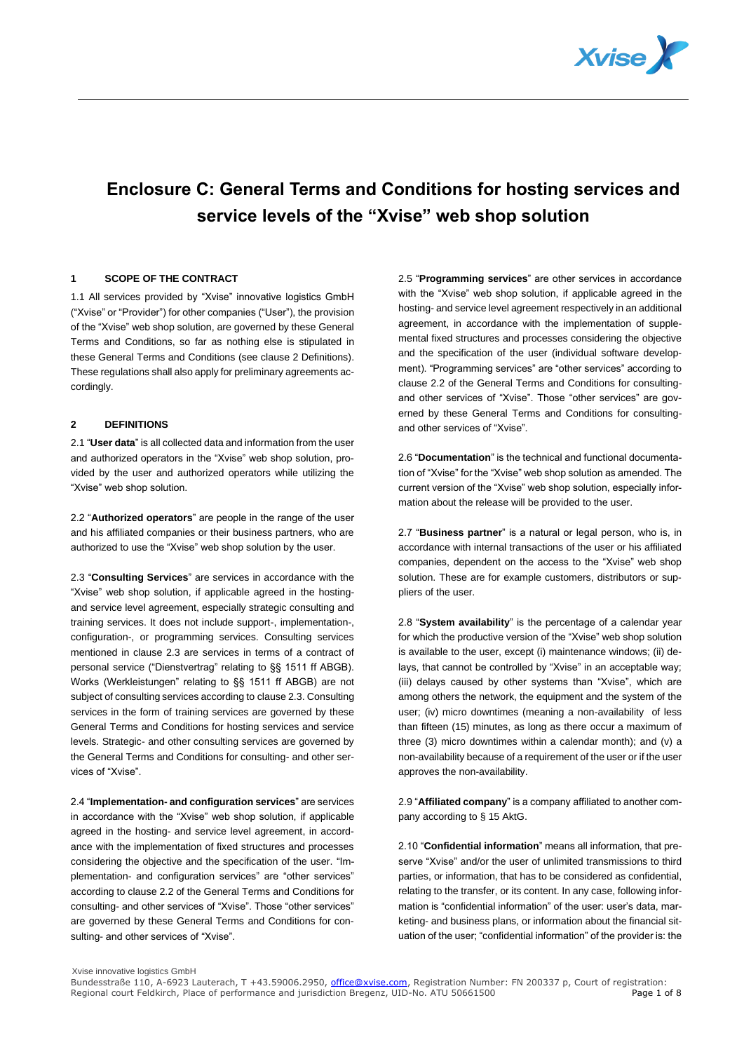# Enclosure C: General Terms and Conditions for hosting services and service levels of the "Xvise" web shop solution

## 1 SCOPE OF THE CONTRACT

1.1 All services provided by "Xvise" innovative logistics GmbH ("Xvise" or "Provider") for other companies ("User"), the provision of the "Xvise" web shop solution, are governed by these General Terms and Conditions, so far as nothing else is stipulated in these General Terms and Conditions (see clause 2 Definitions). These regulations shall also apply for preliminary agreements accordingly.

## 2 DEFINITIONS

2.1 "**User data**" is all collected data and information from the user and authorized operators in the "Xvise" web shop solution, provided by the user and authorized operators while utilizing the "Xvise" web shop solution.

2.2 "**Authorized operators**" are people in the range of the user and his affiliated companies or their business partners, who are authorized to use the "Xvise" web shop solution by the user.

2.3 "**Consulting Services**" are services in accordance with the "Xvise" web shop solution, if applicable agreed in the hosting- and service level agreement, especially strategic consulting and training services. It does not include support-, implementation-, configuration-, or programming services. Consulting services mentioned in clause 2.3 are services in terms of a contract of personal service ("Dienstvertrag" relating to §§ 1511 ff ABGB). Works (Werkleistungen" relating to §§ 1511 ff ABGB) are not subject of consulting services according to clause 2.3. Consulting services in the form of training services are governed by these General Terms and Conditions for hosting services and service levels. Strategic- and other consulting services are governed by the General Terms and Conditions for consulting- and other services of "Xvise".

2.4 "**Implementation- and configuration services**" are services in accordance with the "Xvise" web shop solution, if applicable agreed in the hosting- and service level agreement, in accordance with the implementation of fixed structures and processes considering the objective and the specification of the user. "Implementation- and configuration services" are "other services" according to clause 2.2 of the General Terms and Conditions for consulting- and other services of "Xvise". Those "other services" are governed by these General Terms and Conditions for consulting- and other services of "Xvise".

2.5 "**Programming services**" are other services in accordance with the "Xvise" web shop solution, if applicable agreed in the hosting- and service level agreement respectively in an additional agreement, in accordance with the implementation of supplemental fixed structures and processes considering the objective and the specification of the user (individual software development). "Programming services" are "other services" according to clause 2.2 of the General Terms and Conditions for consulting- and other services of "Xvise". Those "other services" are governed by these General Terms and Conditions for consulting- and other services of "Xvise".

2.6 "**Documentation**" is the technical and functional documentation of "Xvise" for the "Xvise" web shop solution as amended. The current version of the "Xvise" web shop solution, especially information about the release will be provided to the user.

2.7 "**Business partner**" is a natural or legal person, who is, in accordance with internal transactions of the user or his affiliated companies, dependent on the access to the "Xvise" web shop solution. These are for example customers, distributors or suppliers of the user.

2.8 "**System availability**" is the percentage of a calendar year for which the productive version of the "Xvise" web shop solution is available to the user, except (i) maintenance windows; (ii) delays, that cannot be controlled by "Xvise" in an acceptable way; (iii) delays caused by other systems than "Xvise", which are among others the network, the equipment and the system of the user; (iv) micro downtimes (meaning a non-availability of less than fifteen (15) minutes, as long as there occur a maximum of three (3) micro downtimes within a calendar month); and (v) a non-availability because of a requirement of the user or if the user approves the non-availability.

2.9 "**Affiliated company**" is a company affiliated to another company according to § 15 AktG.

2.10 "**Confidential information**" means all information, that preserve "Xvise" and/or the user of unlimited transmissions to third parties, or information, that has to be considered as confidential, relating to the transfer, or its content. In any case, following information is "confidential information" of the user: user's data, marketing- and business plans, or information about the financial situation of the user; "confidential information" of the provider is: the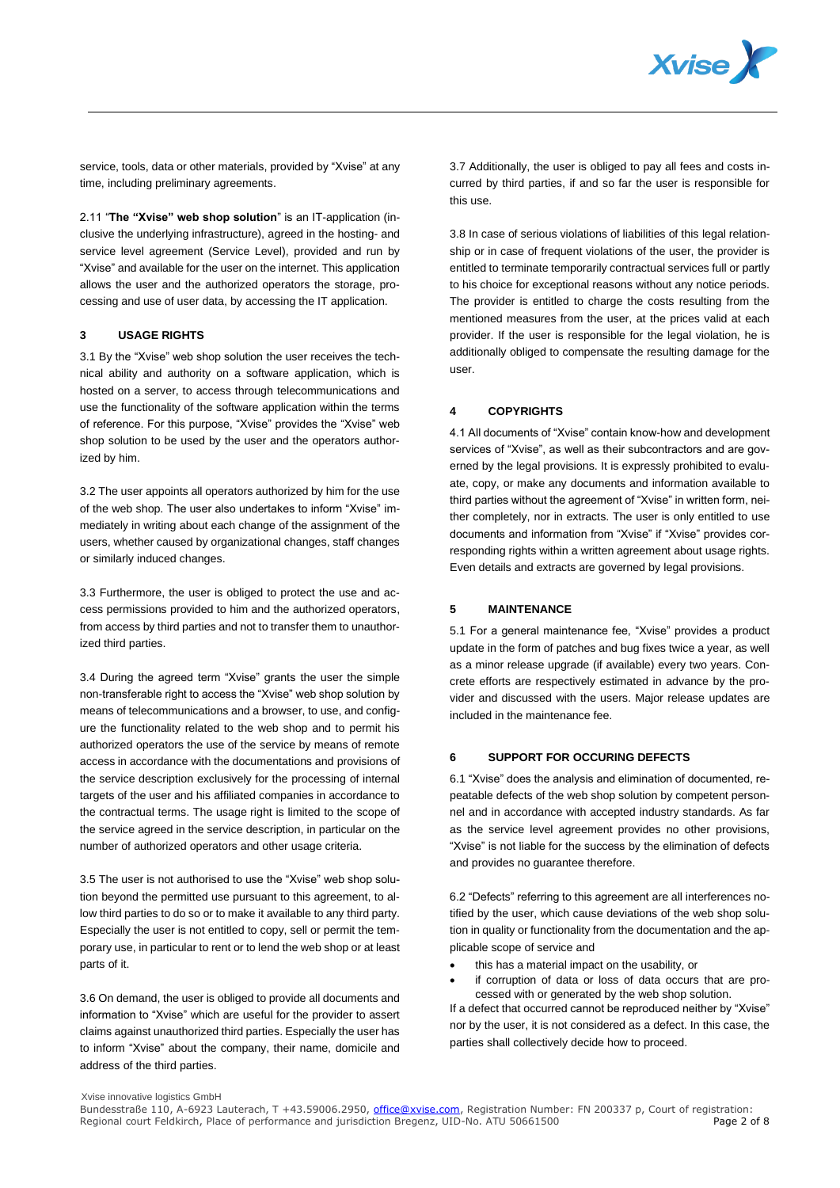service, tools, data or other materials, provided by "Xvise" at any time, including preliminary agreements.

2.11 "**The "Xvise" web shop solution**" is an IT-application (inclusive the underlying infrastructure), agreed in the hosting- and service level agreement (Service Level), provided and run by "Xvise" and available for the user on the internet. This application allows the user and the authorized operators the storage, processing and use of user data, by accessing the IT application.

## 3 USAGE RIGHTS

3.1 By the "Xvise" web shop solution the user receives the technical ability and authority on a software application, which is hosted on a server, to access through telecommunications and use the functionality of the software application within the terms of reference. For this purpose, "Xvise" provides the "Xvise" web shop solution to be used by the user and the operators authorized by him.

3.2 The user appoints all operators authorized by him for the use of the web shop. The user also undertakes to inform "Xvise" immediately in writing about each change of the assignment of the users, whether caused by organizational changes, staff changes or similarly induced changes.

3.3 Furthermore, the user is obliged to protect the use and access permissions provided to him and the authorized operators, from access by third parties and not to transfer them to unauthorized third parties.

3.4 During the agreed term "Xvise" grants the user the simple non-transferable right to access the "Xvise" web shop solution by means of telecommunications and a browser, to use, and configure the functionality related to the web shop and to permit his authorized operators the use of the service by means of remote access in accordance with the documentations and provisions of the service description exclusively for the processing of internal targets of the user and his affiliated companies in accordance to the contractual terms. The usage right is limited to the scope of the service agreed in the service description, in particular on the number of authorized operators and other usage criteria.

3.5 The user is not authorised to use the "Xvise" web shop solution beyond the permitted use pursuant to this agreement, to allow third parties to do so or to make it available to any third party. Especially the user is not entitled to copy, sell or permit the temporary use, in particular to rent or to lend the web shop or at least parts of it.

3.6 On demand, the user is obliged to provide all documents and information to "Xvise" which are useful for the provider to assert claims against unauthorized third parties. Especially the user has to inform "Xvise" about the company, their name, domicile and address of the third parties.

3.7 Additionally, the user is obliged to pay all fees and costs incurred by third parties, if and so far the user is responsible for this use.

3.8 In case of serious violations of liabilities of this legal relationship or in case of frequent violations of the user, the provider is entitled to terminate temporarily contractual services full or partly to his choice for exceptional reasons without any notice periods. The provider is entitled to charge the costs resulting from the mentioned measures from the user, at the prices valid at each provider. If the user is responsible for the legal violation, he is additionally obliged to compensate the resulting damage for the user.

## 4 COPYRIGHTS

4.1 All documents of "Xvise" contain know-how and development services of "Xvise", as well as their subcontractors and are governed by the legal provisions. It is expressly prohibited to evaluate, copy, or make any documents and information available to third parties without the agreement of "Xvise" in written form, neither completely, nor in extracts. The user is only entitled to use documents and information from "Xvise" if "Xvise" provides corresponding rights within a written agreement about usage rights. Even details and extracts are governed by legal provisions.

## 5 MAINTENANCE

5.1 For a general maintenance fee, "Xvise" provides a product update in the form of patches and bug fixes twice a year, as well as a minor release upgrade (if available) every two years. Concrete efforts are respectively estimated in advance by the provider and discussed with the users. Major release updates are included in the maintenance fee.

## 6 SUPPORT FOR OCCURING DEFECTS

6.1 "Xvise" does the analysis and elimination of documented, repeatable defects of the web shop solution by competent personnel and in accordance with accepted industry standards. As far as the service level agreement provides no other provisions, "Xvise" is not liable for the success by the elimination of defects and provides no guarantee therefore.

6.2 "Defects" referring to this agreement are all interferences notified by the user, which cause deviations of the web shop solution in quality or functionality from the documentation and the applicable scope of service and

- this has a material impact on the usability, or
- if corruption of data or loss of data occurs that are processed with or generated by the web shop solution.

If a defect that occurred cannot be reproduced neither by "Xvise" nor by the user, it is not considered as a defect. In this case, the parties shall collectively decide how to proceed.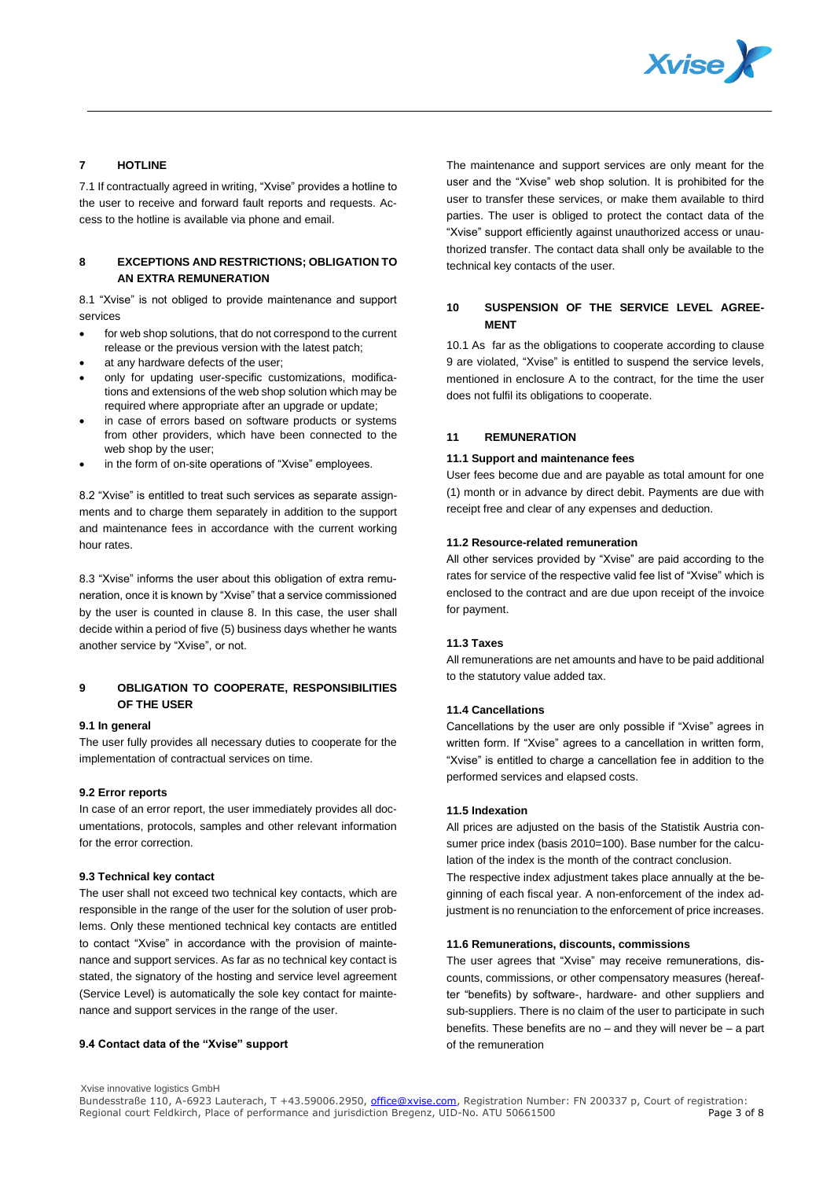## 7 HOTLINE

7.1 If contractually agreed in writing, "Xvise" provides a hotline to the user to receive and forward fault reports and requests. Access to the hotline is available via phone and email.

## 8 EXCEPTIONS AND RESTRICTIONS; OBLIGATION TO AN EXTRA REMUNERATION

8.1 "Xvise" is not obliged to provide maintenance and support services

- for web shop solutions, that do not correspond to the current release or the previous version with the latest patch;
- at any hardware defects of the user;
- only for updating user-specific customizations, modifications and extensions of the web shop solution which may be required where appropriate after an upgrade or update;
- in case of errors based on software products or systems from other providers, which have been connected to the web shop by the user;
- in the form of on-site operations of "Xvise" employees.

8.2 "Xvise" is entitled to treat such services as separate assignments and to charge them separately in addition to the support and maintenance fees in accordance with the current working hour rates.

8.3 "Xvise" informs the user about this obligation of extra remuneration, once it is known by "Xvise" that a service commissioned by the user is counted in clause 8. In this case, the user shall decide within a period of five (5) business days whether he wants another service by "Xvise", or not.

## 9 OBLIGATION TO COOPERATE, RESPONSIBILITIES OF THE USER

### 9.1 In general

The user fully provides all necessary duties to cooperate for the implementation of contractual services on time.

### 9.2 Error reports

In case of an error report, the user immediately provides all documentations, protocols, samples and other relevant information for the error correction.

### 9.3 Technical key contact

The user shall not exceed two technical key contacts, which are responsible in the range of the user for the solution of user problems. Only these mentioned technical key contacts are entitled to contact "Xvise" in accordance with the provision of maintenance and support services. As far as no technical key contact is stated, the signatory of the hosting and service level agreement (Service Level) is automatically the sole key contact for maintenance and support services in the range of the user.

### 9.4 Contact data of the "Xvise" support

The maintenance and support services are only meant for the user and the "Xvise" web shop solution. It is prohibited for the user to transfer these services, or make them available to third parties. The user is obliged to protect the contact data of the "Xvise" support efficiently against unauthorized access or unauthorized transfer. The contact data shall only be available to the technical key contacts of the user.

## 10 SUSPENSION OF THE SERVICE LEVEL AGREEMENT

10.1 As far as the obligations to cooperate according to clause 9 are violated, "Xvise" is entitled to suspend the service levels, mentioned in enclosure A to the contract, for the time the user does not fulfil its obligations to cooperate.

## 11 REMUNERATION

### 11.1 Support and maintenance fees

User fees become due and are payable as total amount for one (1) month or in advance by direct debit. Payments are due with receipt free and clear of any expenses and deduction.

### 11.2 Resource-related remuneration

All other services provided by "Xvise" are paid according to the rates for service of the respective valid fee list of "Xvise" which is enclosed to the contract and are due upon receipt of the invoice for payment.

### 11.3 Taxes

All remunerations are net amounts and have to be paid additional to the statutory value added tax.

### 11.4 Cancellations

Cancellations by the user are only possible if "Xvise" agrees in written form. If "Xvise" agrees to a cancellation in written form, "Xvise" is entitled to charge a cancellation fee in addition to the performed services and elapsed costs.

### 11.5 Indexation

All prices are adjusted on the basis of the Statistik Austria consumer price index (basis 2010=100). Base number for the calculation of the index is the month of the contract conclusion.

The respective index adjustment takes place annually at the beginning of each fiscal year. A non-enforcement of the index adjustment is no renunciation to the enforcement of price increases.

### 11.6 Remunerations, discounts, commissions

The user agrees that "Xvise" may receive remunerations, discounts, commissions, or other compensatory measures (hereafter "benefits) by software-, hardware- and other suppliers and sub-suppliers. There is no claim of the user to participate in such benefits. These benefits are no – and they will never be – a part of the remuneration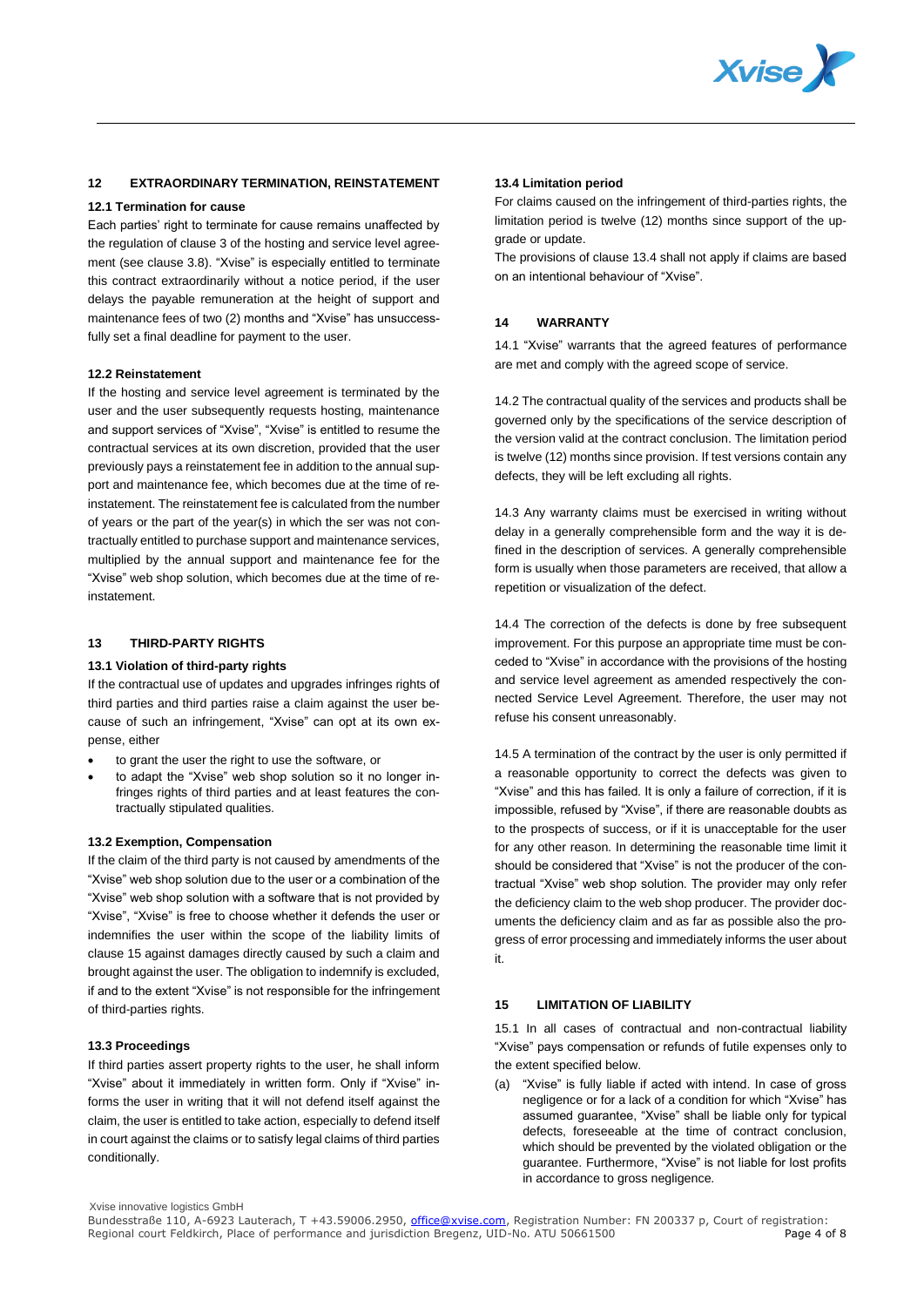## 12 EXTRAORDINARY TERMINATION, REINSTATEMENT

### 12.1 Termination for cause

Each parties' right to terminate for cause remains unaffected by the regulation of clause 3 of the hosting and service level agreement (see clause 3.8). "Xvise" is especially entitled to terminate this contract extraordinarily without a notice period, if the user delays the payable remuneration at the height of support and maintenance fees of two (2) months and "Xvise" has unsuccessfully set a final deadline for payment to the user.

### 12.2 Reinstatement

If the hosting and service level agreement is terminated by the user and the user subsequently requests hosting, maintenance and support services of "Xvise", "Xvise" is entitled to resume the contractual services at its own discretion, provided that the user previously pays a reinstatement fee in addition to the annual support and maintenance fee, which becomes due at the time of reinstatement. The reinstatement fee is calculated from the number of years or the part of the year(s) in which the ser was not contractually entitled to purchase support and maintenance services, multiplied by the annual support and maintenance fee for the "Xvise" web shop solution, which becomes due at the time of reinstatement.

## 13 THIRD-PARTY RIGHTS

### 13.1 Violation of third-party rights

If the contractual use of updates and upgrades infringes rights of third parties and third parties raise a claim against the user because of such an infringement, "Xvise" can opt at its own expense, either

- to grant the user the right to use the software, or
- to adapt the "Xvise" web shop solution so it no longer infringes rights of third parties and at least features the contractually stipulated qualities.

### 13.2 Exemption, Compensation

If the claim of the third party is not caused by amendments of the "Xvise" web shop solution due to the user or a combination of the "Xvise" web shop solution with a software that is not provided by "Xvise", "Xvise" is free to choose whether it defends the user or indemnifies the user within the scope of the liability limits of clause 15 against damages directly caused by such a claim and brought against the user. The obligation to indemnify is excluded, if and to the extent "Xvise" is not responsible for the infringement of third-parties rights.

### 13.3 Proceedings

If third parties assert property rights to the user, he shall inform "Xvise" about it immediately in written form. Only if "Xvise" informs the user in writing that it will not defend itself against the claim, the user is entitled to take action, especially to defend itself in court against the claims or to satisfy legal claims of third parties conditionally.

### 13.4 Limitation period

For claims caused on the infringement of third-parties rights, the limitation period is twelve (12) months since support of the upgrade or update.

The provisions of clause 13.4 shall not apply if claims are based on an intentional behaviour of "Xvise".

## 14 WARRANTY

14.1 "Xvise" warrants that the agreed features of performance are met and comply with the agreed scope of service.

14.2 The contractual quality of the services and products shall be governed only by the specifications of the service description of the version valid at the contract conclusion. The limitation period is twelve (12) months since provision. If test versions contain any defects, they will be left excluding all rights.

14.3 Any warranty claims must be exercised in writing without delay in a generally comprehensible form and the way it is defined in the description of services. A generally comprehensible form is usually when those parameters are received, that allow a repetition or visualization of the defect.

14.4 The correction of the defects is done by free subsequent improvement. For this purpose an appropriate time must be conceded to "Xvise" in accordance with the provisions of the hosting and service level agreement as amended respectively the connected Service Level Agreement. Therefore, the user may not refuse his consent unreasonably.

14.5 A termination of the contract by the user is only permitted if a reasonable opportunity to correct the defects was given to "Xvise" and this has failed. It is only a failure of correction, if it is impossible, refused by "Xvise", if there are reasonable doubts as to the prospects of success, or if it is unacceptable for the user for any other reason. In determining the reasonable time limit it should be considered that "Xvise" is not the producer of the contractual "Xvise" web shop solution. The provider may only refer the deficiency claim to the web shop producer. The provider documents the deficiency claim and as far as possible also the progress of error processing and immediately informs the user about it.

## 15 LIMITATION OF LIABILITY

15.1 In all cases of contractual and non-contractual liability "Xvise" pays compensation or refunds of futile expenses only to the extent specified below.

(a) "Xvise" is fully liable if acted with intend. In case of gross negligence or for a lack of a condition for which "Xvise" has assumed guarantee, "Xvise" shall be liable only for typical defects, foreseeable at the time of contract conclusion, which should be prevented by the violated obligation or the guarantee. Furthermore, "Xvise" is not liable for lost profits in accordance to gross negligence.

Xvise innovative logistics GmbH
Bundesstraße 110, A-6923 Lauterach, T +43.59006.2950, office@xvise.com, Registration Number: FN 200337 p, Court of registration: Regional court Feldkirch, Place of performance and jurisdiction Bregenz, UID-No. ATU 50661500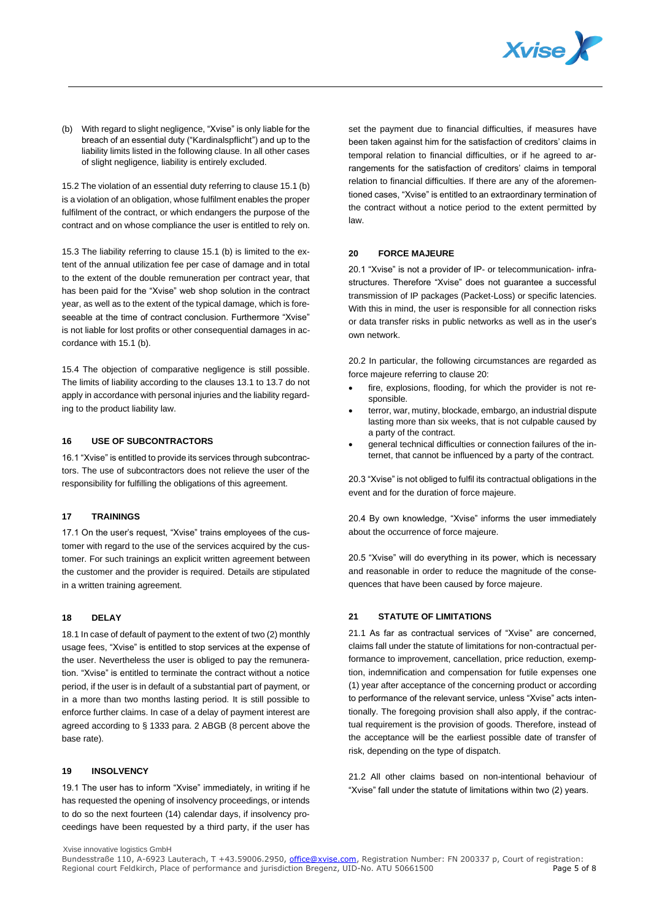(b) With regard to slight negligence, "Xvise" is only liable for the breach of an essential duty ("Kardinalspflicht") and up to the liability limits listed in the following clause. In all other cases of slight negligence, liability is entirely excluded.

15.2 The violation of an essential duty referring to clause 15.1 (b) is a violation of an obligation, whose fulfilment enables the proper fulfilment of the contract, or which endangers the purpose of the contract and on whose compliance the user is entitled to rely on.

15.3 The liability referring to clause 15.1 (b) is limited to the extent of the annual utilization fee per case of damage and in total to the extent of the double remuneration per contract year, that has been paid for the "Xvise" web shop solution in the contract year, as well as to the extent of the typical damage, which is foreseeable at the time of contract conclusion. Furthermore "Xvise" is not liable for lost profits or other consequential damages in accordance with 15.1 (b).

15.4 The objection of comparative negligence is still possible. The limits of liability according to the clauses 13.1 to 13.7 do not apply in accordance with personal injuries and the liability regarding to the product liability law.

## 16 USE OF SUBCONTRACTORS

16.1 "Xvise" is entitled to provide its services through subcontractors. The use of subcontractors does not relieve the user of the responsibility for fulfilling the obligations of this agreement.

## 17 TRAININGS

17.1 On the user's request, "Xvise" trains employees of the customer with regard to the use of the services acquired by the customer. For such trainings an explicit written agreement between the customer and the provider is required. Details are stipulated in a written training agreement.

## 18 DELAY

18.1 In case of default of payment to the extent of two (2) monthly usage fees, "Xvise" is entitled to stop services at the expense of the user. Nevertheless the user is obliged to pay the remuneration. "Xvise" is entitled to terminate the contract without a notice period, if the user is in default of a substantial part of payment, or in a more than two months lasting period. It is still possible to enforce further claims. In case of a delay of payment interest are agreed according to § 1333 para. 2 ABGB (8 percent above the base rate).

## 19 INSOLVENCY

19.1 The user has to inform "Xvise" immediately, in writing if he has requested the opening of insolvency proceedings, or intends to do so the next fourteen (14) calendar days, if insolvency proceedings have been requested by a third party, if the user has set the payment due to financial difficulties, if measures have been taken against him for the satisfaction of creditors' claims in temporal relation to financial difficulties, or if he agreed to arrangements for the satisfaction of creditors' claims in temporal relation to financial difficulties. If there are any of the aforementioned cases, "Xvise" is entitled to an extraordinary termination of the contract without a notice period to the extent permitted by law.

## 20 FORCE MAJEURE

20.1 "Xvise" is not a provider of IP- or telecommunication- infrastructures. Therefore "Xvise" does not guarantee a successful transmission of IP packages (Packet-Loss) or specific latencies. With this in mind, the user is responsible for all connection risks or data transfer risks in public networks as well as in the user's own network.

20.2 In particular, the following circumstances are regarded as force majeure referring to clause 20:

- fire, explosions, flooding, for which the provider is not responsible.
- terror, war, mutiny, blockade, embargo, an industrial dispute lasting more than six weeks, that is not culpable caused by a party of the contract.
- general technical difficulties or connection failures of the internet, that cannot be influenced by a party of the contract.

20.3 "Xvise" is not obliged to fulfil its contractual obligations in the event and for the duration of force majeure.

20.4 By own knowledge, "Xvise" informs the user immediately about the occurrence of force majeure.

20.5 "Xvise" will do everything in its power, which is necessary and reasonable in order to reduce the magnitude of the consequences that have been caused by force majeure.

## 21 STATUTE OF LIMITATIONS

21.1 As far as contractual services of "Xvise" are concerned, claims fall under the statute of limitations for non-contractual performance to improvement, cancellation, price reduction, exemption, indemnification and compensation for futile expenses one (1) year after acceptance of the concerning product or according to performance of the relevant service, unless "Xvise" acts intentionally. The foregoing provision shall also apply, if the contractual requirement is the provision of goods. Therefore, instead of the acceptance will be the earliest possible date of transfer of risk, depending on the type of dispatch.

21.2 All other claims based on non-intentional behaviour of "Xvise" fall under the statute of limitations within two (2) years.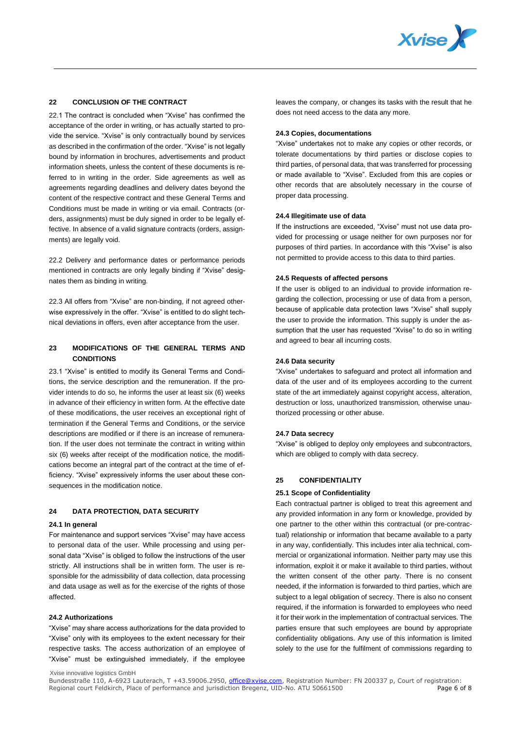## 22 CONCLUSION OF THE CONTRACT

22.1 The contract is concluded when "Xvise" has confirmed the acceptance of the order in writing, or has actually started to provide the service. "Xvise" is only contractually bound by services as described in the confirmation of the order. "Xvise" is not legally bound by information in brochures, advertisements and product information sheets, unless the content of these documents is referred to in writing in the order. Side agreements as well as agreements regarding deadlines and delivery dates beyond the content of the respective contract and these General Terms and Conditions must be made in writing or via email. Contracts (orders, assignments) must be duly signed in order to be legally effective. In absence of a valid signature contracts (orders, assignments) are legally void.

22.2 Delivery and performance dates or performance periods mentioned in contracts are only legally binding if "Xvise" designates them as binding in writing.

22.3 All offers from "Xvise" are non-binding, if not agreed otherwise expressively in the offer. "Xvise" is entitled to do slight technical deviations in offers, even after acceptance from the user.

## 23 MODIFICATIONS OF THE GENERAL TERMS AND CONDITIONS

23.1 "Xvise" is entitled to modify its General Terms and Conditions, the service description and the remuneration. If the provider intends to do so, he informs the user at least six (6) weeks in advance of their efficiency in written form. At the effective date of these modifications, the user receives an exceptional right of termination if the General Terms and Conditions, or the service descriptions are modified or if there is an increase of remuneration. If the user does not terminate the contract in writing within six (6) weeks after receipt of the modification notice, the modifications become an integral part of the contract at the time of efficiency. "Xvise" expressively informs the user about these consequences in the modification notice.

## 24 DATA PROTECTION, DATA SECURITY

### 24.1 In general

For maintenance and support services "Xvise" may have access to personal data of the user. While processing and using personal data "Xvise" is obliged to follow the instructions of the user strictly. All instructions shall be in written form. The user is responsible for the admissibility of data collection, data processing and data usage as well as for the exercise of the rights of those affected.

### 24.2 Authorizations

"Xvise" may share access authorizations for the data provided to "Xvise" only with its employees to the extent necessary for their respective tasks. The access authorization of an employee of "Xvise" must be extinguished immediately, if the employee leaves the company, or changes its tasks with the result that he does not need access to the data any more.

### 24.3 Copies, documentations

"Xvise" undertakes not to make any copies or other records, or tolerate documentations by third parties or disclose copies to third parties, of personal data, that was transferred for processing or made available to "Xvise". Excluded from this are copies or other records that are absolutely necessary in the course of proper data processing.

### 24.4 Illegitimate use of data

If the instructions are exceeded, "Xvise" must not use data provided for processing or usage neither for own purposes nor for purposes of third parties. In accordance with this "Xvise" is also not permitted to provide access to this data to third parties.

### 24.5 Requests of affected persons

If the user is obliged to an individual to provide information regarding the collection, processing or use of data from a person, because of applicable data protection laws "Xvise" shall supply the user to provide the information. This supply is under the assumption that the user has requested "Xvise" to do so in writing and agreed to bear all incurring costs.

### 24.6 Data security

"Xvise" undertakes to safeguard and protect all information and data of the user and of its employees according to the current state of the art immediately against copyright access, alteration, destruction or loss, unauthorized transmission, otherwise unauthorized processing or other abuse.

### 24.7 Data secrecy

"Xvise" is obliged to deploy only employees and subcontractors, which are obliged to comply with data secrecy.

## 25 CONFIDENTIALITY

### 25.1 Scope of Confidentiality

Each contractual partner is obliged to treat this agreement and any provided information in any form or knowledge, provided by one partner to the other within this contractual (or pre-contractual) relationship or information that became available to a party in any way, confidentially. This includes inter alia technical, commercial or organizational information. Neither party may use this information, exploit it or make it available to third parties, without the written consent of the other party. There is no consent needed, if the information is forwarded to third parties, which are subject to a legal obligation of secrecy. There is also no consent required, if the information is forwarded to employees who need it for their work in the implementation of contractual services. The parties ensure that such employees are bound by appropriate confidentiality obligations. Any use of this information is limited solely to the use for the fulfilment of commissions regarding to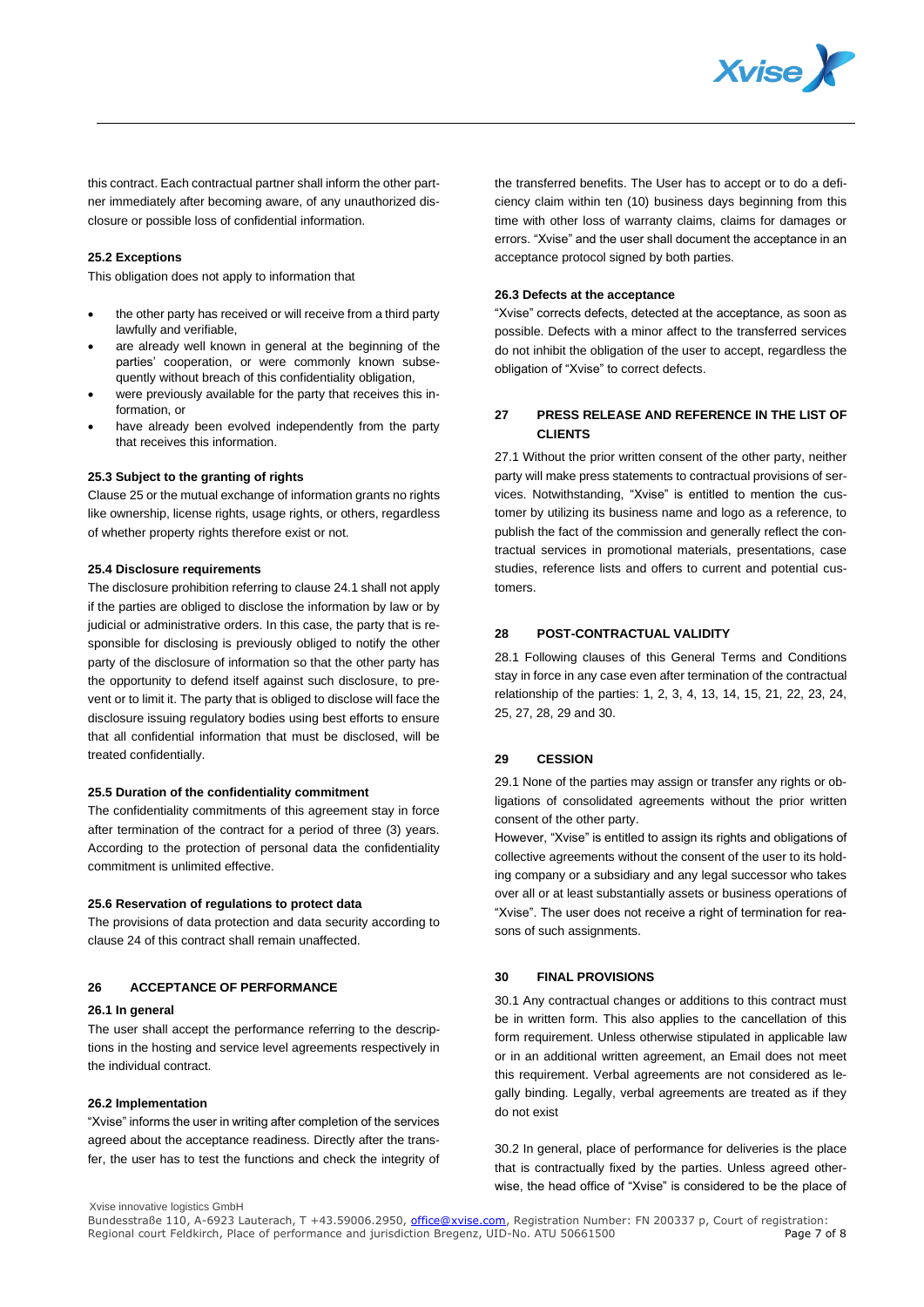this contract. Each contractual partner shall inform the other partner immediately after becoming aware, of any unauthorized disclosure or possible loss of confidential information.

### 25.2 Exceptions

This obligation does not apply to information that

- the other party has received or will receive from a third party lawfully and verifiable,
- are already well known in general at the beginning of the parties' cooperation, or were commonly known subsequently without breach of this confidentiality obligation,
- were previously available for the party that receives this information, or
- have already been evolved independently from the party that receives this information.

### 25.3 Subject to the granting of rights

Clause 25 or the mutual exchange of information grants no rights like ownership, license rights, usage rights, or others, regardless of whether property rights therefore exist or not.

### 25.4 Disclosure requirements

The disclosure prohibition referring to clause 24.1 shall not apply if the parties are obliged to disclose the information by law or by judicial or administrative orders. In this case, the party that is responsible for disclosing is previously obliged to notify the other party of the disclosure of information so that the other party has the opportunity to defend itself against such disclosure, to prevent or to limit it. The party that is obliged to disclose will face the disclosure issuing regulatory bodies using best efforts to ensure that all confidential information that must be disclosed, will be treated confidentially.

### 25.5 Duration of the confidentiality commitment

The confidentiality commitments of this agreement stay in force after termination of the contract for a period of three (3) years. According to the protection of personal data the confidentiality commitment is unlimited effective.

### 25.6 Reservation of regulations to protect data

The provisions of data protection and data security according to clause 24 of this contract shall remain unaffected.

## 26 ACCEPTANCE OF PERFORMANCE

### 26.1 In general

The user shall accept the performance referring to the descriptions in the hosting and service level agreements respectively in the individual contract.

### 26.2 Implementation

"Xvise" informs the user in writing after completion of the services agreed about the acceptance readiness. Directly after the transfer, the user has to test the functions and check the integrity of the transferred benefits. The User has to accept or to do a deficiency claim within ten (10) business days beginning from this time with other loss of warranty claims, claims for damages or errors. "Xvise" and the user shall document the acceptance in an acceptance protocol signed by both parties.

### 26.3 Defects at the acceptance

"Xvise" corrects defects, detected at the acceptance, as soon as possible. Defects with a minor affect to the transferred services do not inhibit the obligation of the user to accept, regardless the obligation of "Xvise" to correct defects.

## 27 PRESS RELEASE AND REFERENCE IN THE LIST OF CLIENTS

27.1 Without the prior written consent of the other party, neither party will make press statements to contractual provisions of services. Notwithstanding, "Xvise" is entitled to mention the customer by utilizing its business name and logo as a reference, to publish the fact of the commission and generally reflect the contractual services in promotional materials, presentations, case studies, reference lists and offers to current and potential customers.

## 28 POST-CONTRACTUAL VALIDITY

28.1 Following clauses of this General Terms and Conditions stay in force in any case even after termination of the contractual relationship of the parties: 1, 2, 3, 4, 13, 14, 15, 21, 22, 23, 24, 25, 27, 28, 29 and 30.

## 29 CESSION

29.1 None of the parties may assign or transfer any rights or obligations of consolidated agreements without the prior written consent of the other party.

However, "Xvise" is entitled to assign its rights and obligations of collective agreements without the consent of the user to its holding company or a subsidiary and any legal successor who takes over all or at least substantially assets or business operations of "Xvise". The user does not receive a right of termination for reasons of such assignments.

## 30 FINAL PROVISIONS

30.1 Any contractual changes or additions to this contract must be in written form. This also applies to the cancellation of this form requirement. Unless otherwise stipulated in applicable law or in an additional written agreement, an Email does not meet this requirement. Verbal agreements are not considered as legally binding. Legally, verbal agreements are treated as if they do not exist

30.2 In general, place of performance for deliveries is the place that is contractually fixed by the parties. Unless agreed otherwise, the head office of "Xvise" is considered to be the place of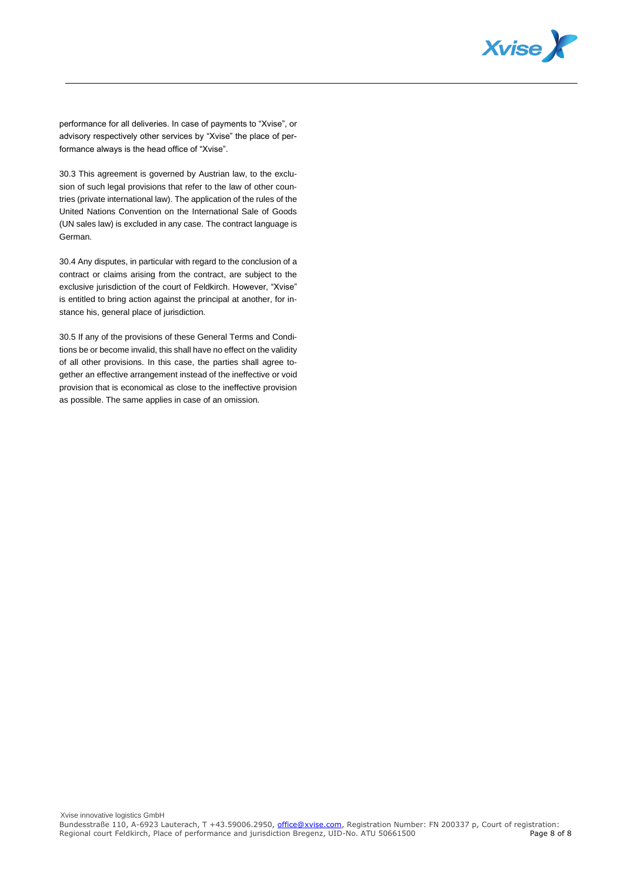performance for all deliveries. In case of payments to "Xvise", or advisory respectively other services by "Xvise" the place of performance always is the head office of "Xvise".

30.3 This agreement is governed by Austrian law, to the exclusion of such legal provisions that refer to the law of other countries (private international law). The application of the rules of the United Nations Convention on the International Sale of Goods (UN sales law) is excluded in any case. The contract language is German.

30.4 Any disputes, in particular with regard to the conclusion of a contract or claims arising from the contract, are subject to the exclusive jurisdiction of the court of Feldkirch. However, "Xvise" is entitled to bring action against the principal at another, for instance his, general place of jurisdiction.

30.5 If any of the provisions of these General Terms and Conditions be or become invalid, this shall have no effect on the validity of all other provisions. In this case, the parties shall agree together an effective arrangement instead of the ineffective or void provision that is economical as close to the ineffective provision as possible. The same applies in case of an omission.